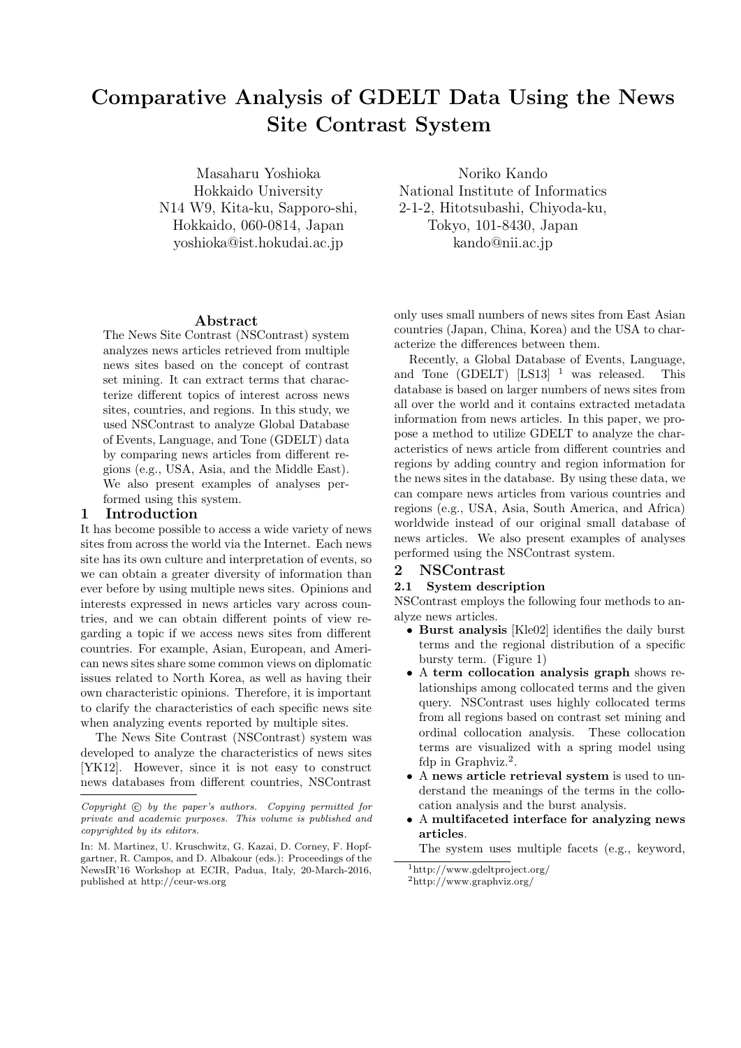# Comparative Analysis of GDELT Data Using the News Site Contrast System

Masaharu Yoshioka
Hokkaido University
N14 W9, Kita-ku, Sapporo-shi,
Hokkaido, 060-0814, Japan
yoshioka@ist.hokudai.ac.jp

Noriko Kando
National Institute of Informatics
2-1-2, Hitotsubashi, Chiyoda-ku,
Tokyo, 101-8430, Japan
kando@nii.ac.jp

## Abstract

The News Site Contrast (NSContrast) system analyzes news articles retrieved from multiple news sites based on the concept of contrast set mining. It can extract terms that characterize different topics of interest across news sites, countries, and regions. In this study, we used NSContrast to analyze Global Database of Events, Language, and Tone (GDELT) data by comparing news articles from different regions (e.g., USA, Asia, and the Middle East). We also present examples of analyses performed using this system.

## 1 Introduction

It has become possible to access a wide variety of news sites from across the world via the Internet. Each news site has its own culture and interpretation of events, so we can obtain a greater diversity of information than ever before by using multiple news sites. Opinions and interests expressed in news articles vary across countries, and we can obtain different points of view regarding a topic if we access news sites from different countries. For example, Asian, European, and American news sites share some common views on diplomatic issues related to North Korea, as well as having their own characteristic opinions. Therefore, it is important to clarify the characteristics of each specific news site when analyzing events reported by multiple sites.

The News Site Contrast (NSContrast) system was developed to analyze the characteristics of news sites [YK12]. However, since it is not easy to construct news databases from different countries, NSContrast only uses small numbers of news sites from East Asian countries (Japan, China, Korea) and the USA to characterize the differences between them.

Recently, a Global Database of Events, Language, and Tone (GDELT) [LS13] [1] was released. This database is based on larger numbers of news sites from all over the world and it contains extracted metadata information from news articles. In this paper, we propose a method to utilize GDELT to analyze the characteristics of news article from different countries and regions by adding country and region information for the news sites in the database. By using these data, we can compare news articles from various countries and regions (e.g., USA, Asia, South America, and Africa) worldwide instead of our original small database of news articles. We also present examples of analyses performed using the NSContrast system.

## 2 NSContrast

### 2.1 System description

NSContrast employs the following four methods to analyze news articles.

- **Burst analysis** [Kle02] identifies the daily burst terms and the regional distribution of a specific bursty term. (Figure 1)
- A **term collocation analysis graph** shows relationships among collocated terms and the given query. NSContrast uses highly collocated terms from all regions based on contrast set mining and ordinal collocation analysis. These collocation terms are visualized with a spring model using fdp in Graphviz.[2].
- A **news article retrieval system** is used to understand the meanings of the terms in the collocation analysis and the burst analysis.
- A **multifaceted interface for analyzing news articles**.

  The system uses multiple facets (e.g., keyword,

*Copyright © by the paper's authors. Copying permitted for private and academic purposes. This volume is published and copyrighted by its editors.*

In: M. Martinez, U. Kruschwitz, G. Kazai, D. Corney, F. Hopfgartner, R. Campos, and D. Albakour (eds.): Proceedings of the NewsIR'16 Workshop at ECIR, Padua, Italy, 20-March-2016, published at http://ceur-ws.org

[1] http://www.gdeltproject.org/

[2] http://www.graphviz.org/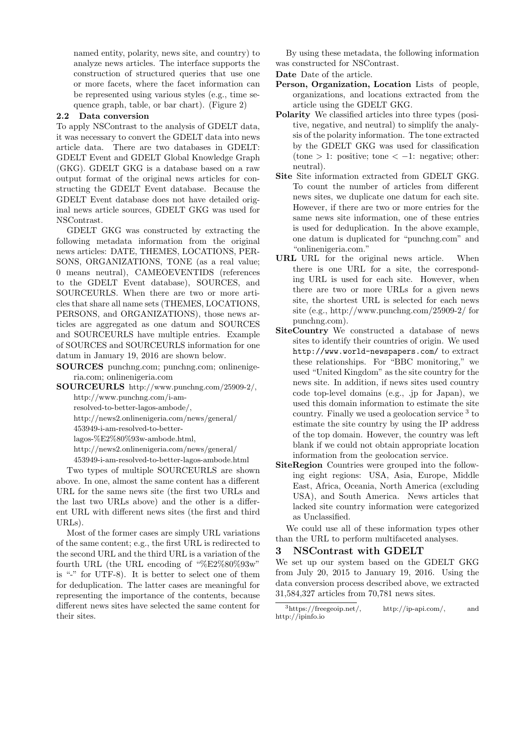named entity, polarity, news site, and country) to analyze news articles. The interface supports the construction of structured queries that use one or more facets, where the facet information can be represented using various styles (e.g., time sequence graph, table, or bar chart). (Figure 2)

### 2.2 Data conversion

To apply NSContrast to the analysis of GDELT data, it was necessary to convert the GDELT data into news article data. There are two databases in GDELT: GDELT Event and GDELT Global Knowledge Graph (GKG). GDELT GKG is a database based on a raw output format of the original news articles for constructing the GDELT Event database. Because the GDELT Event database does not have detailed original news article sources, GDELT GKG was used for NSContrast.

GDELT GKG was constructed by extracting the following metadata information from the original news articles: DATE, THEMES, LOCATIONS, PERSONS, ORGANIZATIONS, TONE (as a real value; 0 means neutral), CAMEOEVENTIDS (references to the GDELT Event database), SOURCES, and SOURCEURLS. When there are two or more articles that share all name sets (THEMES, LOCATIONS, PERSONS, and ORGANIZATIONS), those news articles are aggregated as one datum and SOURCES and SOURCEURLS have multiple entries. Example of SOURCES and SOURCEURLS information for one datum in January 19, 2016 are shown below.

**SOURCES** punchng.com; punchng.com; onlinenigeria.com; onlinenigeria.com

**SOURCEURLS** http://www.punchng.com/25909-2/, http://www.punchng.com/i-am-resolved-to-better-lagos-ambode/, http://news2.onlinenigeria.com/news/general/453949-i-am-resolved-to-better-lagos-%E2%80%93w-ambode.html, http://news2.onlinenigeria.com/news/general/453949-i-am-resolved-to-better-lagos-ambode.html

Two types of multiple SOURCEURLS are shown above. In one, almost the same content has a different URL for the same news site (the first two URLs and the last two URLs above) and the other is a different URL with different news sites (the first and third URLs).

Most of the former cases are simply URL variations of the same content; e.g., the first URL is redirected to the second URL and the third URL is a variation of the fourth URL (the URL encoding of "%E2%80%93w" is "-" for UTF-8). It is better to select one of them for deduplication. The latter cases are meaningful for representing the importance of the contents, because different news sites have selected the same content for their sites.

By using these metadata, the following information was constructed for NSContrast.

**Date** Date of the article.

**Person, Organization, Location** Lists of people, organizations, and locations extracted from the article using the GDELT GKG.

**Polarity** We classified articles into three types (positive, negative, and neutral) to simplify the analysis of the polarity information. The tone extracted by the GDELT GKG was used for classification (tone $> 1$: positive; tone $< -1$: negative; other: neutral).

**Site** Site information extracted from GDELT GKG. To count the number of articles from different news sites, we duplicate one datum for each site. However, if there are two or more entries for the same news site information, one of these entries is used for deduplication. In the above example, one datum is duplicated for "punchng.com" and "onlinenigeria.com."

**URL** URL for the original news article. When there is one URL for a site, the corresponding URL is used for each site. However, when there are two or more URLs for a given news site, the shortest URL is selected for each news site (e.g., http://www.punchng.com/25909-2/ for punchng.com).

**SiteCountry** We constructed a database of news sites to identify their countries of origin. We used `http://www.world-newspapers.com/` to extract these relationships. For "BBC monitoring," we used "United Kingdom" as the site country for the news site. In addition, if news sites used country code top-level domains (e.g., .jp for Japan), we used this domain information to estimate the site country. Finally we used a geolocation service [3] to estimate the site country by using the IP address of the top domain. However, the country was left blank if we could not obtain appropriate location information from the geolocation service.

**SiteRegion** Countries were grouped into the following eight regions: USA, Asia, Europe, Middle East, Africa, Oceania, North America (excluding USA), and South America. News articles that lacked site country information were categorized as Unclassified.

We could use all of these information types other than the URL to perform multifaceted analyses.

## 3 NSContrast with GDELT

We set up our system based on the GDELT GKG from July 20, 2015 to January 19, 2016. Using the data conversion process described above, we extracted 31,584,327 articles from 70,781 news sites.

[3] https://freegeoip.net/, http://ip-api.com/, and http://ipinfo.io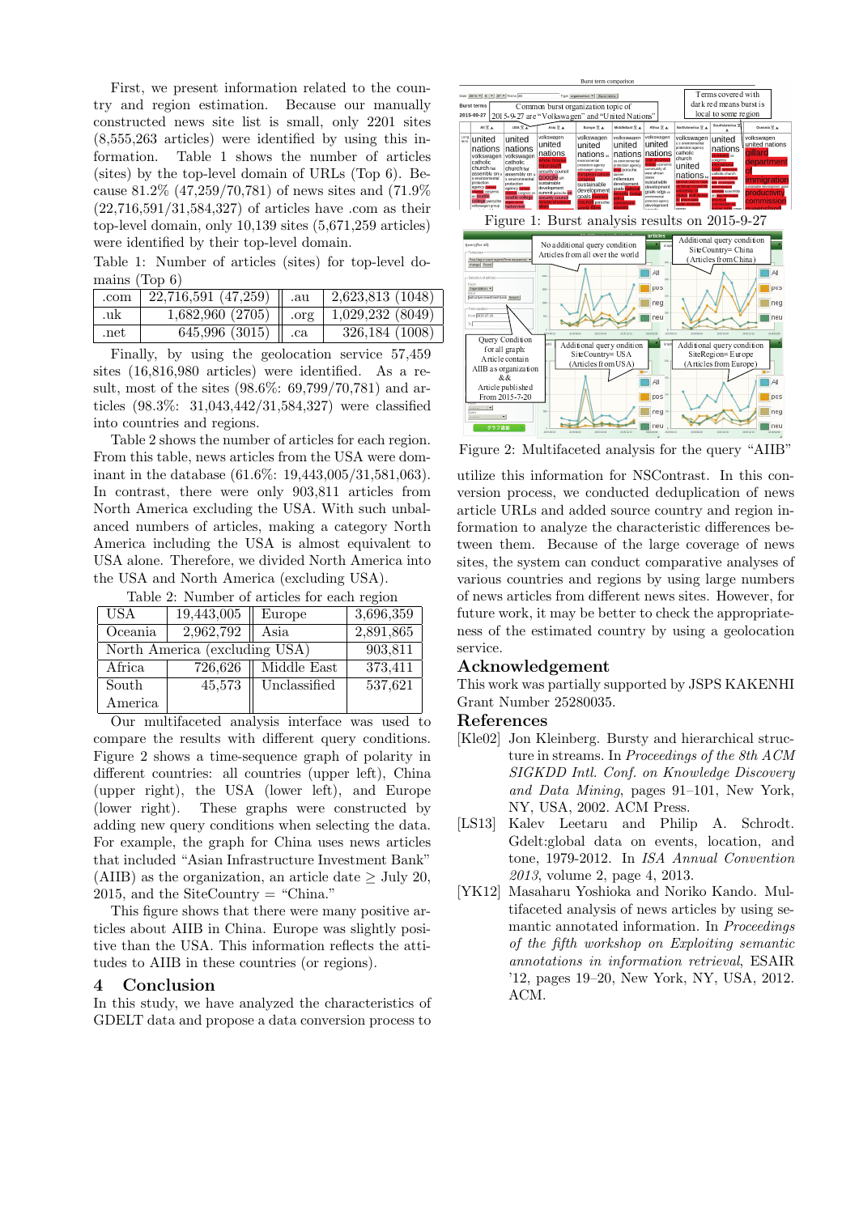First, we present information related to the country and region estimation. Because our manually constructed news site list is small, only 2201 sites (8,555,263 articles) were identified by using this information. Table 1 shows the number of articles (sites) by the top-level domain of URLs (Top 6). Because 81.2% (47,259/70,781) of news sites and (71.9% (22,716,591/31,584,327) of articles have .com as their top-level domain, only 10,139 sites (5,671,259 articles) were identified by their top-level domain.

Table 1: Number of articles (sites) for top-level domains (Top 6)

| | | | |
|---|---|---|---|
| .com | 22,716,591 (47,259) | .au | 2,623,813 (1048) |
| .uk | 1,682,960 (2705) | .org | 1,029,232 (8049) |
| .net | 645,996 (3015) | .ca | 326,184 (1008) |

Finally, by using the geolocation service 57,459 sites (16,816,980 articles) were identified. As a result, most of the sites (98.6%: 69,799/70,781) and articles (98.3%: 31,043,442/31,584,327) were classified into countries and regions.

Table 2 shows the number of articles for each region. From this table, news articles from the USA were dominant in the database (61.6%: 19,443,005/31,581,063). In contrast, there were only 903,811 articles from North America excluding the USA. With such unbalanced numbers of articles, making a category North America including the USA is almost equivalent to USA alone. Therefore, we divided North America into the USA and North America (excluding USA).

Table 2: Number of articles for each region

| | | | |
|---|---|---|---|
| USA | 19,443,005 | Europe | 3,696,359 |
| Oceania | 2,962,792 | Asia | 2,891,865 |
| North America (excluding USA) | | | 903,811 |
| Africa | 726,626 | Middle East | 373,411 |
| South America | 45,573 | Unclassified | 537,621 |

Our multifaceted analysis interface was used to compare the results with different query conditions. Figure 2 shows a time-sequence graph of polarity in different countries: all countries (upper left), China (upper right), the USA (lower left), and Europe (lower right). These graphs were constructed by adding new query conditions when selecting the data. For example, the graph for China uses news articles that included "Asian Infrastructure Investment Bank" (AIIB) as the organization, an article date $\geq$ July 20, 2015, and the SiteCountry = "China."

This figure shows that there were many positive articles about AIIB in China. Europe was slightly positive than the USA. This information reflects the attitudes to AIIB in these countries (or regions).

## 4 Conclusion

In this study, we have analyzed the characteristics of GDELT data and propose a data conversion process to utilize this information for NSContrast. In this conversion process, we conducted deduplication of news article URLs and added source country and region information to analyze the characteristic differences between them. Because of the large coverage of news sites, the system can conduct comparative analyses of various countries and regions by using large numbers of news articles from different news sites. However, for future work, it may be better to check the appropriateness of the estimated country by using a geolocation service.

Burst term comparison

Common burst organization topic of 2015-9-27 are "Volkswagen" and "United Nations"

Terms covered with dark red means burst is local to some region

Figure 1: Burst analysis results on 2015-9-27

No additional query condition
Articles from all over the world

Additional query condition
SiteCountry= China
(Articles from China)

Query Condition for all graph:
Article contain AIIB as organization
&&
Article published From 2015-7-20

Additional query condition
SiteCountry= USA
(Articles from USA)

Additional query condition
SiteRegion= Europe
(Articles from Europe)

All
pos
neg
neu

Figure 2: Multifaceted analysis for the query "AIIB"

## Acknowledgement

This work was partially supported by JSPS KAKENHI Grant Number 25280035.

## References

[Kle02] Jon Kleinberg. Bursty and hierarchical structure in streams. In *Proceedings of the 8th ACM SIGKDD Intl. Conf. on Knowledge Discovery and Data Mining*, pages 91–101, New York, NY, USA, 2002. ACM Press.

[LS13] Kalev Leetaru and Philip A. Schrodt. Gdelt:global data on events, location, and tone, 1979-2012. In *ISA Annual Convention 2013*, volume 2, page 4, 2013.

[YK12] Masaharu Yoshioka and Noriko Kando. Multifaceted analysis of news articles by using semantic annotated information. In *Proceedings of the fifth workshop on Exploiting semantic annotations in information retrieval*, ESAIR '12, pages 19–20, New York, NY, USA, 2012. ACM.